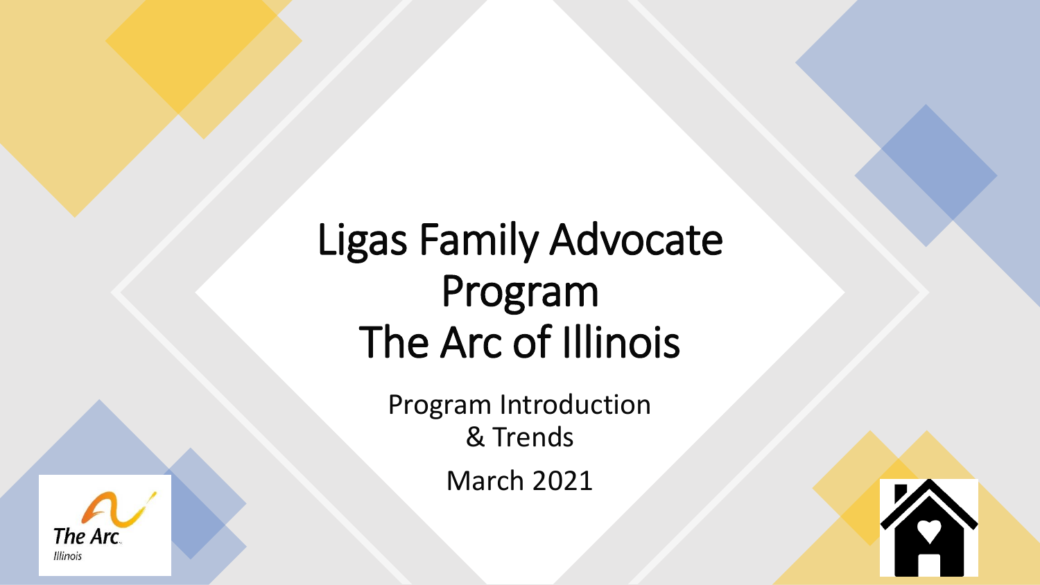# Ligas Family Advocate Program The Arc of Illinois

Program Introduction & Trends

March 2021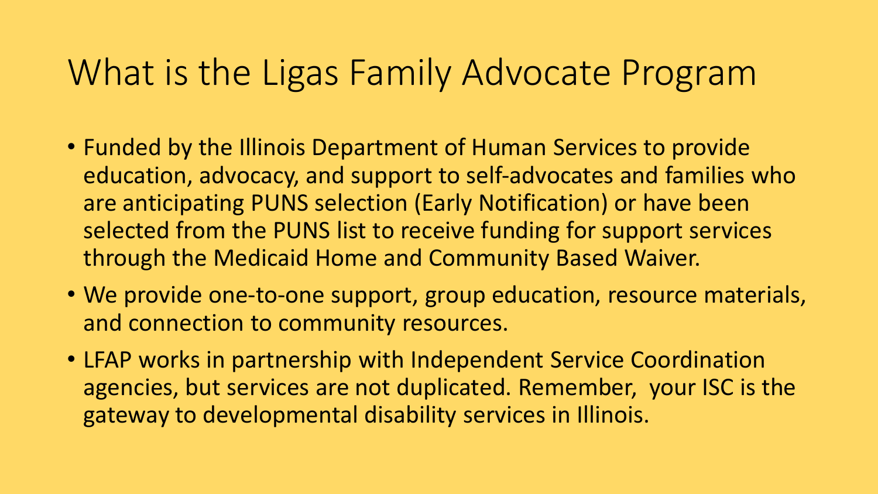# What is the Ligas Family Advocate Program

- Funded by the Illinois Department of Human Services to provide education, advocacy, and support to self-advocates and families who are anticipating PUNS selection (Early Notification) or have been selected from the PUNS list to receive funding for support services through the Medicaid Home and Community Based Waiver.
- We provide one-to-one support, group education, resource materials, and connection to community resources.
- LFAP works in partnership with Independent Service Coordination agencies, but services are not duplicated. Remember, your ISC is the gateway to developmental disability services in Illinois.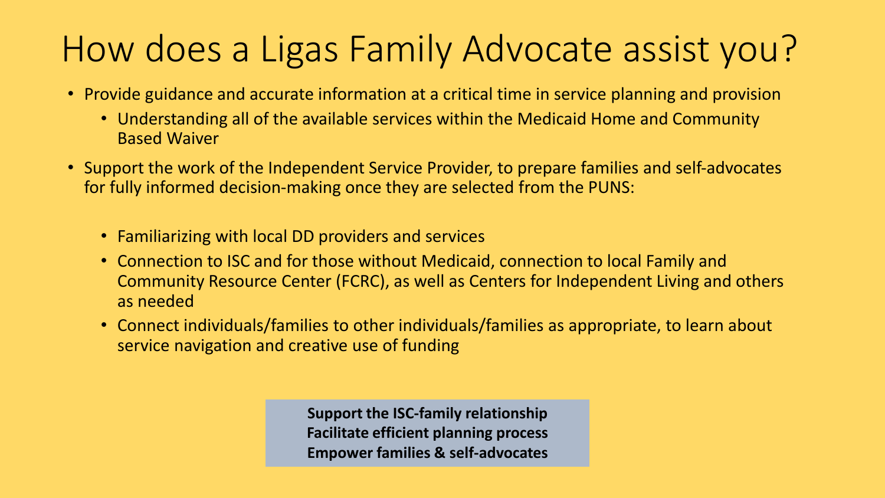# How does a Ligas Family Advocate assist you?

- Provide guidance and accurate information at a critical time in service planning and provision
  - Understanding all of the available services within the Medicaid Home and Community Based Waiver
- Support the work of the Independent Service Provider, to prepare families and self-advocates for fully informed decision-making once they are selected from the PUNS:
  - Familiarizing with local DD providers and services
  - Connection to ISC and for those without Medicaid, connection to local Family and Community Resource Center (FCRC), as well as Centers for Independent Living and others as needed
  - Connect individuals/families to other individuals/families as appropriate, to learn about service navigation and creative use of funding

**Support the ISC-family relationship**
**Facilitate efficient planning process**
**Empower families & self-advocates**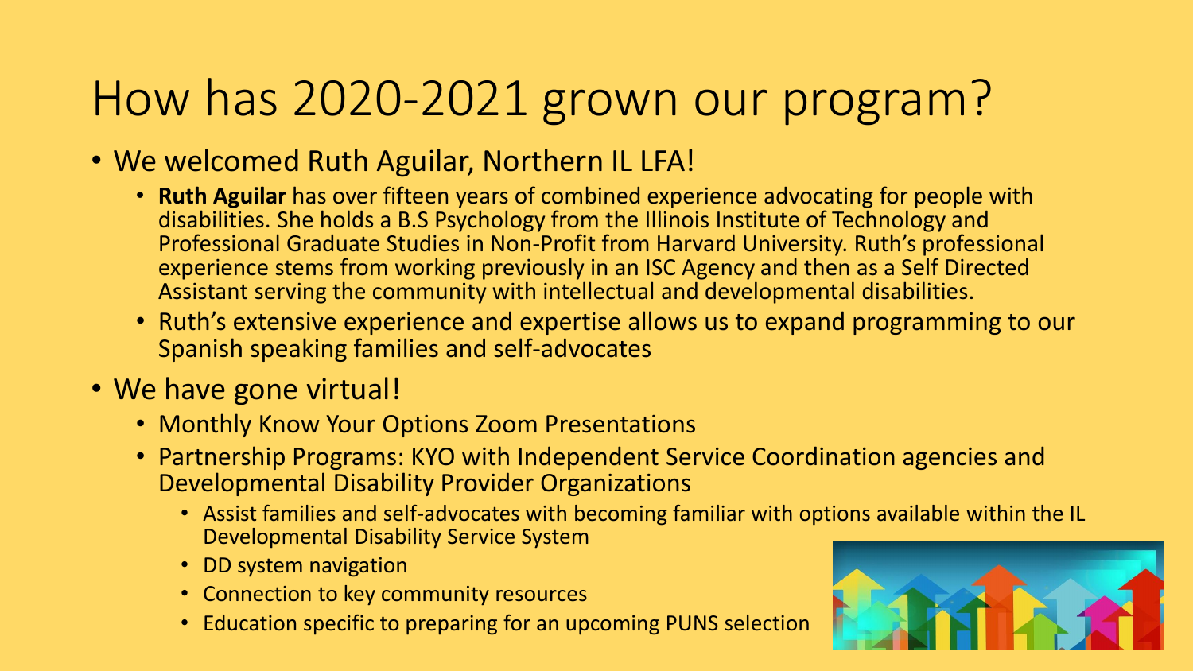# How has 2020-2021 grown our program?

- We welcomed Ruth Aguilar, Northern IL LFA!
  - **Ruth Aguilar** has over fifteen years of combined experience advocating for people with disabilities. She holds a B.S Psychology from the Illinois Institute of Technology and Professional Graduate Studies in Non-Profit from Harvard University. Ruth's professional experience stems from working previously in an ISC Agency and then as a Self Directed Assistant serving the community with intellectual and developmental disabilities.
  - Ruth's extensive experience and expertise allows us to expand programming to our Spanish speaking families and self-advocates
- We have gone virtual!
  - Monthly Know Your Options Zoom Presentations
  - Partnership Programs: KYO with Independent Service Coordination agencies and Developmental Disability Provider Organizations
    - Assist families and self-advocates with becoming familiar with options available within the IL Developmental Disability Service System
    - DD system navigation
    - Connection to key community resources
    - Education specific to preparing for an upcoming PUNS selection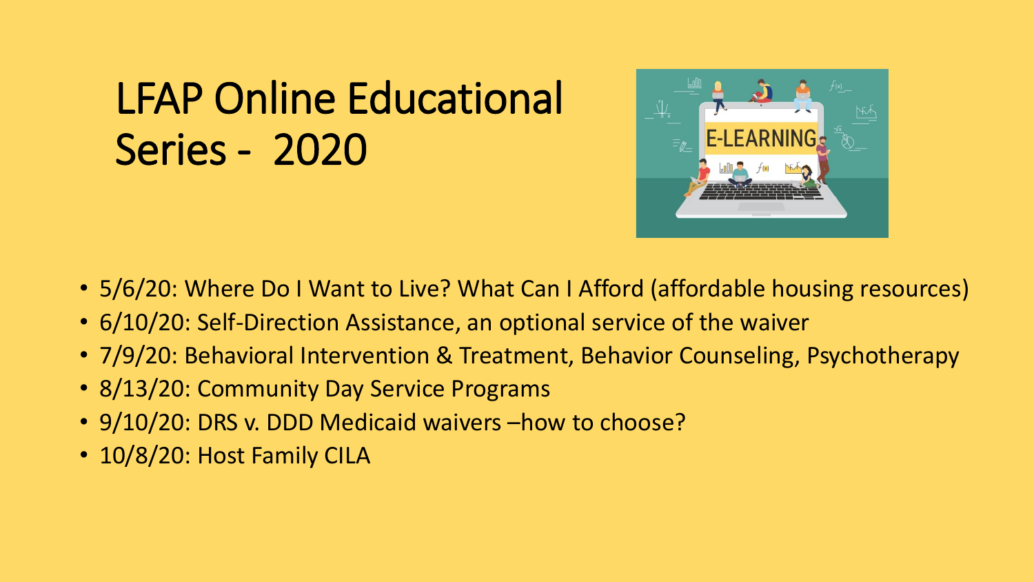# LFAP Online Educational Series - 2020

- 5/6/20: Where Do I Want to Live? What Can I Afford (affordable housing resources)
- 6/10/20: Self-Direction Assistance, an optional service of the waiver
- 7/9/20: Behavioral Intervention & Treatment, Behavior Counseling, Psychotherapy
- 8/13/20: Community Day Service Programs
- 9/10/20: DRS v. DDD Medicaid waivers –how to choose?
- 10/8/20: Host Family CILA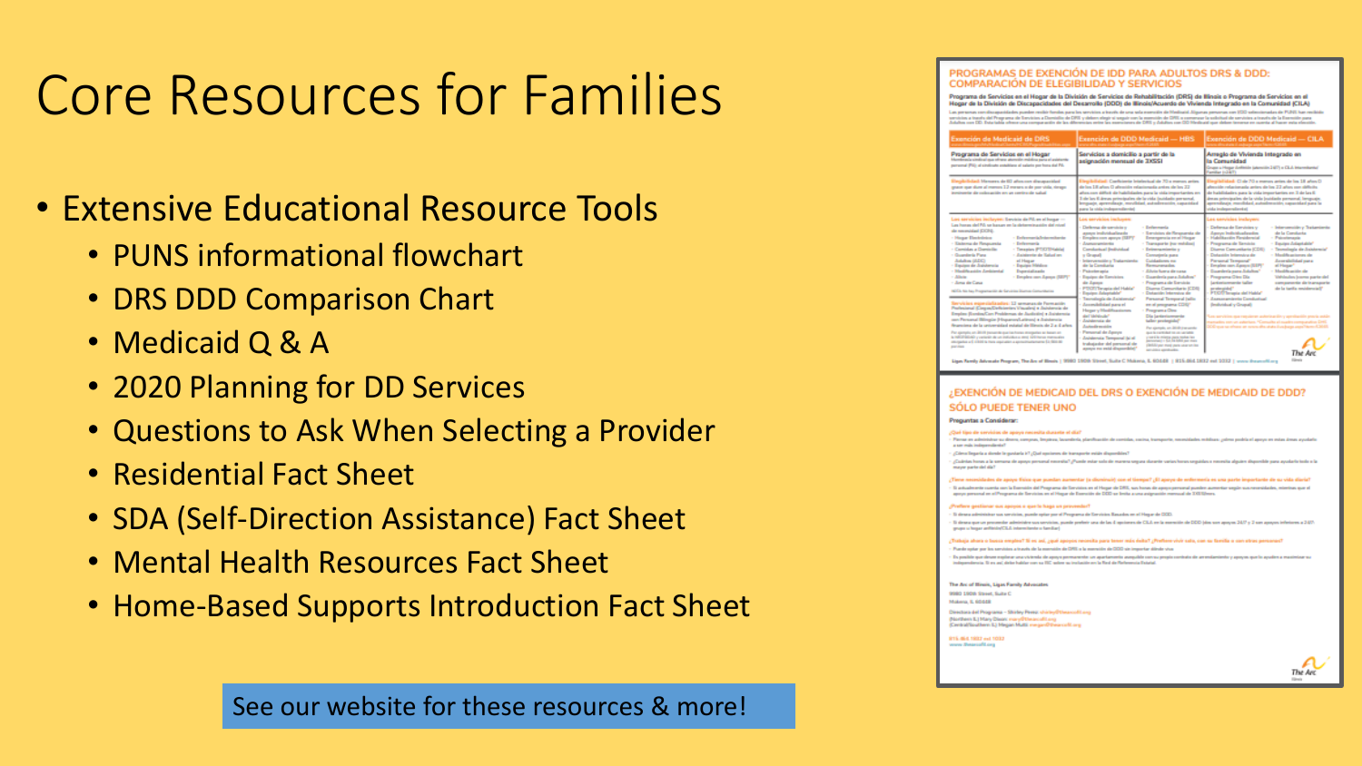# Core Resources for Families

- Extensive Educational Resource Tools
  - PUNS informational flowchart
  - DRS DDD Comparison Chart
  - Medicaid Q & A
  - 2020 Planning for DD Services
  - Questions to Ask When Selecting a Provider
  - Residential Fact Sheet
  - SDA (Self-Direction Assistance) Fact Sheet
  - Mental Health Resources Fact Sheet
  - Home-Based Supports Introduction Fact Sheet

See our website for these resources & more!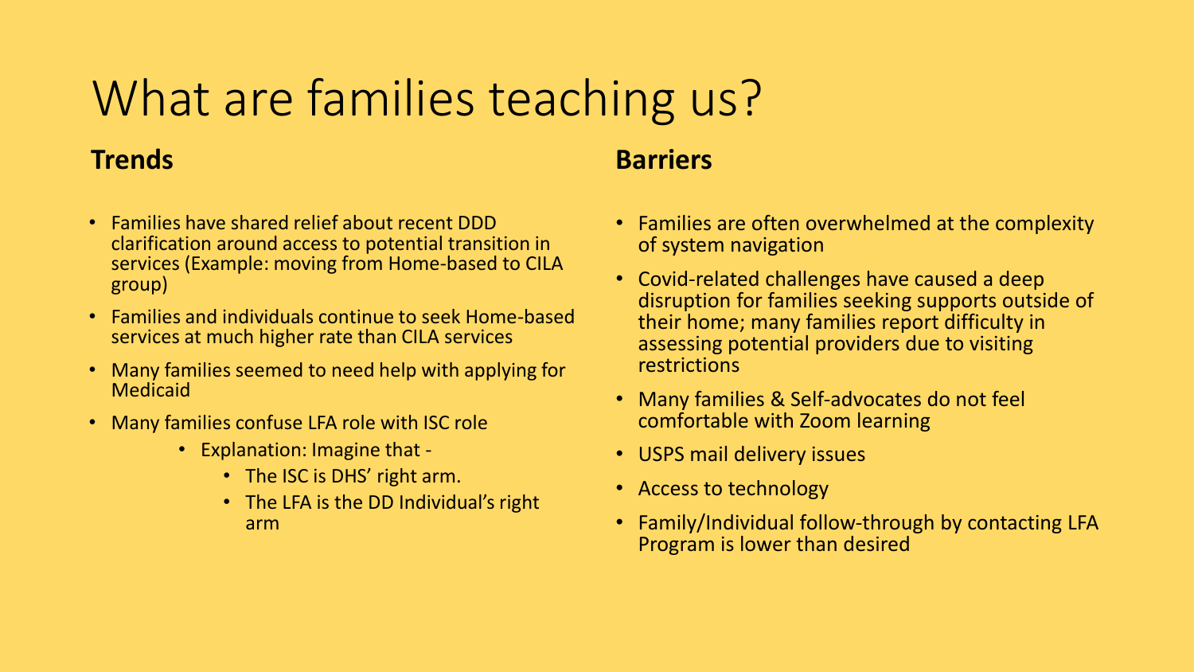# What are families teaching us?

## Trends

- Families have shared relief about recent DDD clarification around access to potential transition in services (Example: moving from Home-based to CILA group)
- Families and individuals continue to seek Home-based services at much higher rate than CILA services
- Many families seemed to need help with applying for Medicaid
- Many families confuse LFA role with ISC role
  - Explanation: Imagine that -
    - The ISC is DHS' right arm.
    - The LFA is the DD Individual's right arm

## Barriers

- Families are often overwhelmed at the complexity of system navigation
- Covid-related challenges have caused a deep disruption for families seeking supports outside of their home; many families report difficulty in assessing potential providers due to visiting restrictions
- Many families & Self-advocates do not feel comfortable with Zoom learning
- USPS mail delivery issues
- Access to technology
- Family/Individual follow-through by contacting LFA Program is lower than desired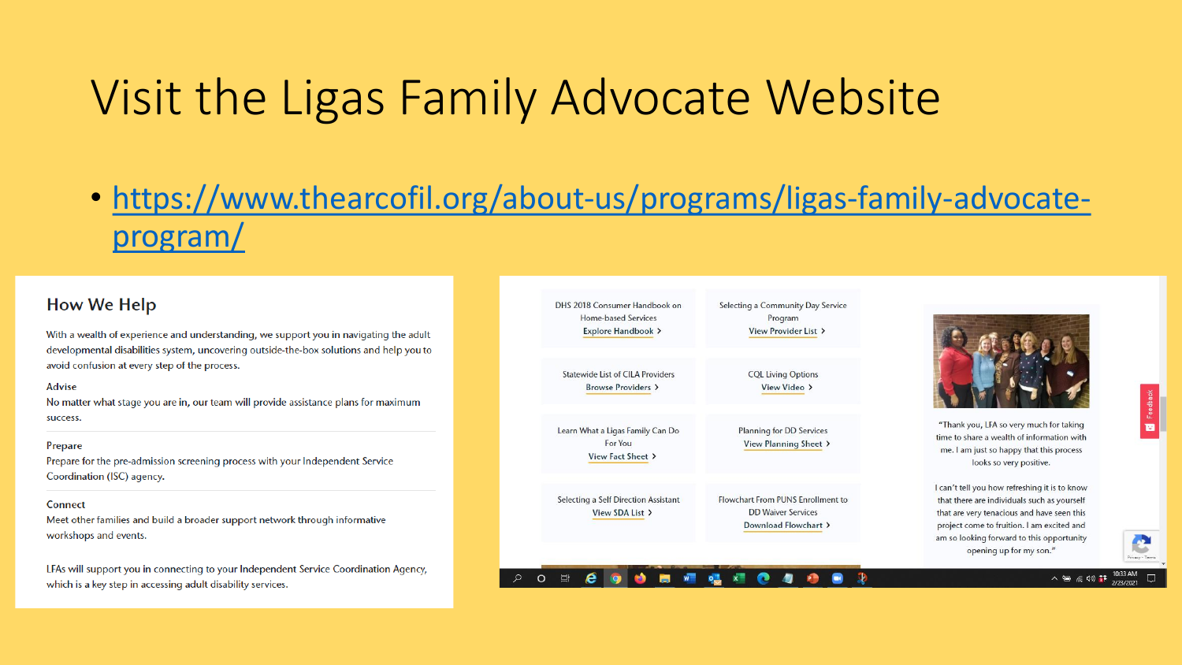# Visit the Ligas Family Advocate Website

- https://www.thearcofil.org/about-us/programs/ligas-family-advocate-program/

## How We Help

With a wealth of experience and understanding, we support you in navigating the adult developmental disabilities system, uncovering outside-the-box solutions and help you to avoid confusion at every step of the process.

**Advise**
No matter what stage you are in, our team will provide assistance plans for maximum success.

**Prepare**
Prepare for the pre-admission screening process with your Independent Service Coordination (ISC) agency.

**Connect**
Meet other families and build a broader support network through informative workshops and events.

LFAs will support you in connecting to your Independent Service Coordination Agency, which is a key step in accessing adult disability services.

DHS 2018 Consumer Handbook on Home-based Services
Explore Handbook ›

Selecting a Community Day Service Program
View Provider List ›

Statewide List of CILA Providers
Browse Providers ›

CQL Living Options
View Video ›

Learn What a Ligas Family Can Do For You
View Fact Sheet ›

Planning for DD Services
View Planning Sheet ›

Selecting a Self Direction Assistant
View SDA List ›

Flowchart From PUNS Enrollment to DD Waiver Services
Download Flowchart ›

"Thank you, LFA so very much for taking time to share a wealth of information with me. I am just so happy that this process looks so very positive.

I can't tell you how refreshing it is to know that there are individuals such as yourself that are very tenacious and have seen this project come to fruition. I am excited and am so looking forward to this opportunity opening up for my son."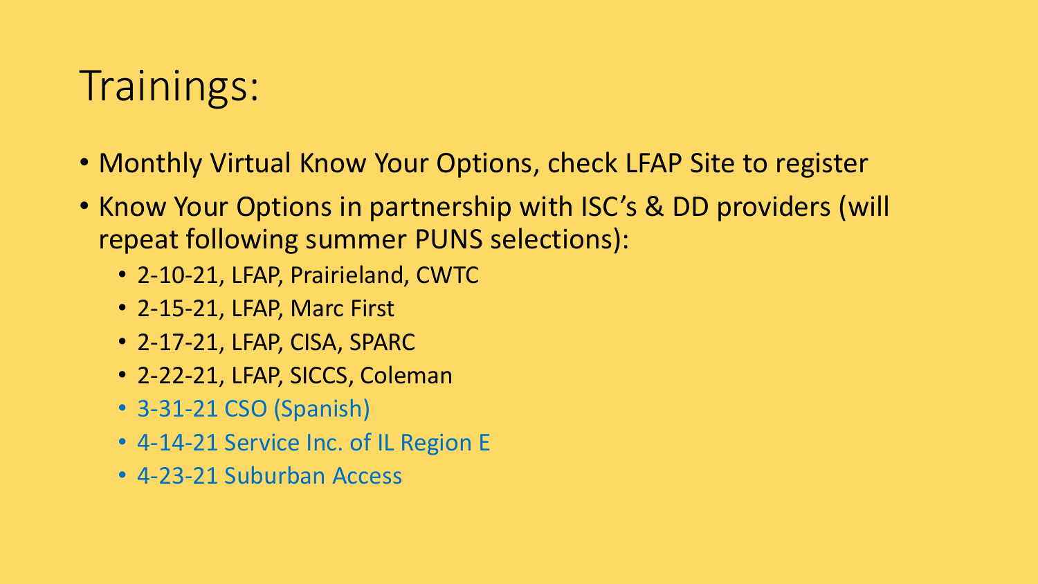# Trainings:

- Monthly Virtual Know Your Options, check LFAP Site to register
- Know Your Options in partnership with ISC's & DD providers (will repeat following summer PUNS selections):
  - 2-10-21, LFAP, Prairieland, CWTC
  - 2-15-21, LFAP, Marc First
  - 2-17-21, LFAP, CISA, SPARC
  - 2-22-21, LFAP, SICCS, Coleman
  - 3-31-21 CSO (Spanish)
  - 4-14-21 Service Inc. of IL Region E
  - 4-23-21 Suburban Access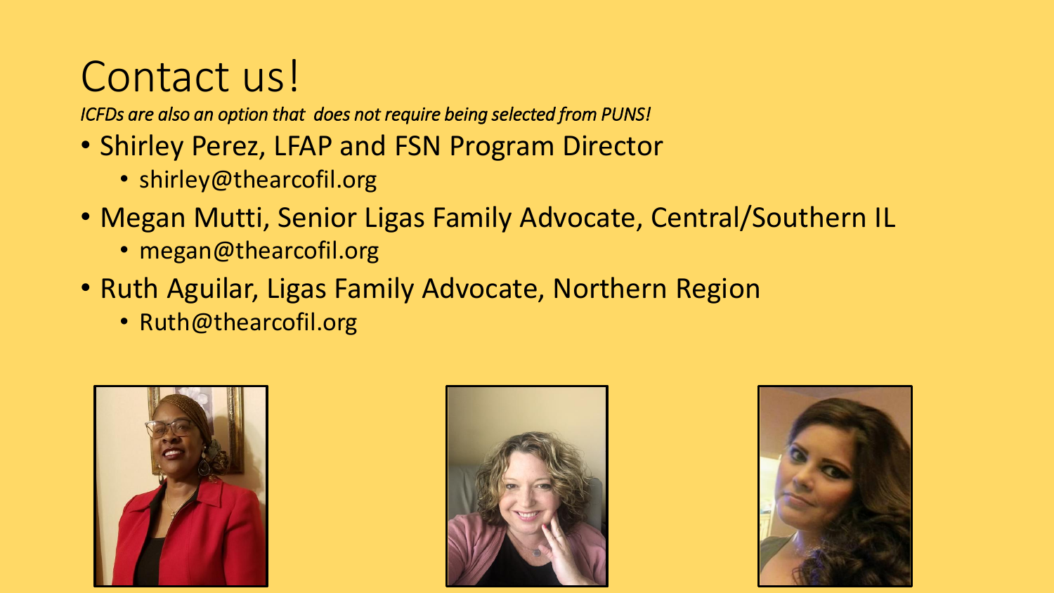# Contact us!

*ICFDs are also an option that does not require being selected from PUNS!*

- Shirley Perez, LFAP and FSN Program Director
  - shirley@thearcofil.org
- Megan Mutti, Senior Ligas Family Advocate, Central/Southern IL
  - megan@thearcofil.org
- Ruth Aguilar, Ligas Family Advocate, Northern Region
  - Ruth@thearcofil.org